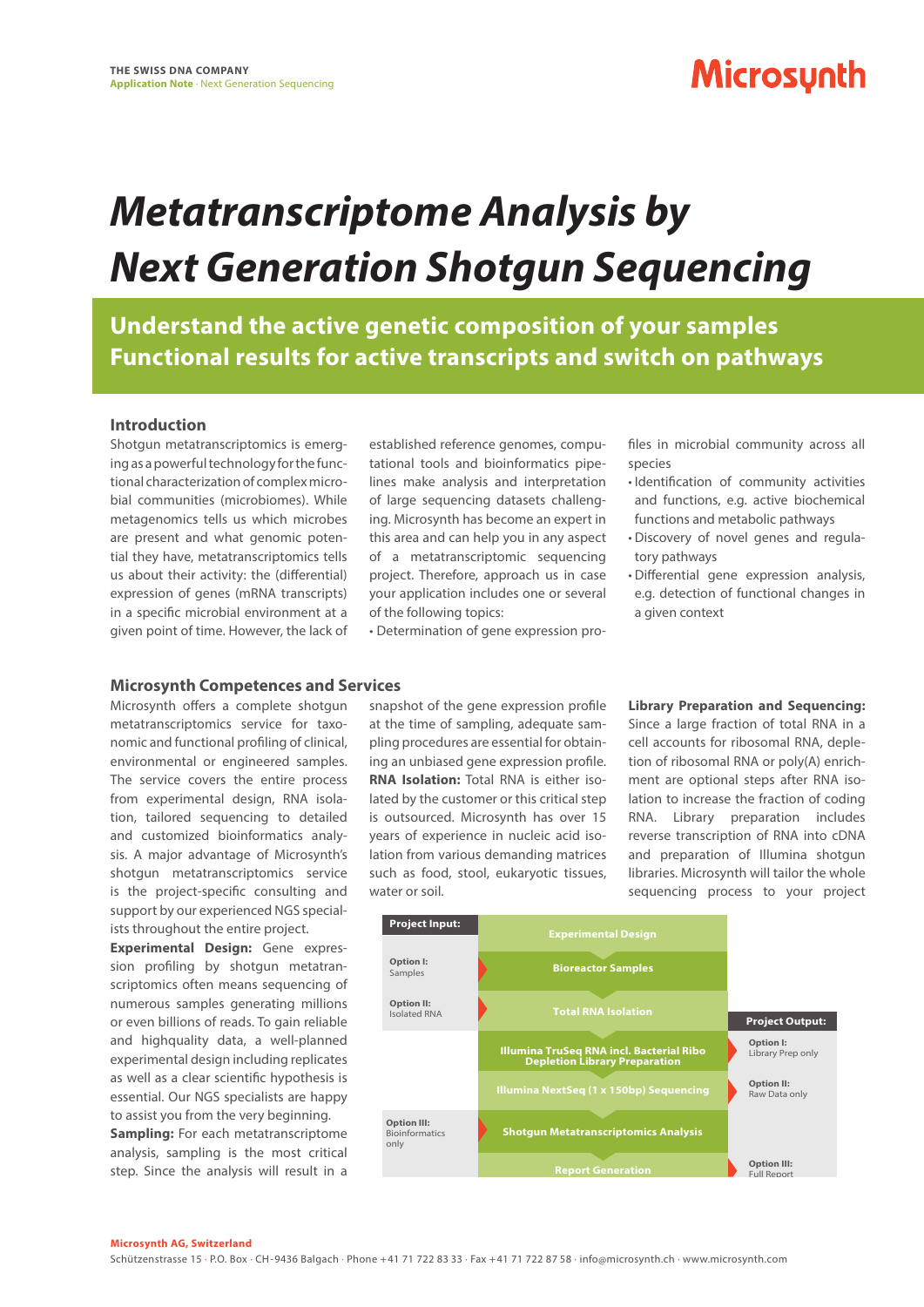THE SWISS DNA COMPANY
**Application Note** · Next Generation Sequencing

Microsynth

# *Metatranscriptome Analysis by Next Generation Shotgun Sequencing*

## Understand the active genetic composition of your samples
## Functional results for active transcripts and switch on pathways

### Introduction

Shotgun metatranscriptomics is emerging as a powerful technology for the functional characterization of complex microbial communities (microbiomes). While metagenomics tells us which microbes are present and what genomic potential they have, metatranscriptomics tells us about their activity: the (differential) expression of genes (mRNA transcripts) in a specific microbial environment at a given point of time. However, the lack of established reference genomes, computational tools and bioinformatics pipelines make analysis and interpretation of large sequencing datasets challenging. Microsynth has become an expert in this area and can help you in any aspect of a metatranscriptomic sequencing project. Therefore, approach us in case your application includes one or several of the following topics:

- Determination of gene expression profiles in microbial community across all species
- Identification of community activities and functions, e.g. active biochemical functions and metabolic pathways
- Discovery of novel genes and regulatory pathways
- Differential gene expression analysis, e.g. detection of functional changes in a given context

### Microsynth Competences and Services

Microsynth offers a complete shotgun metatranscriptomics service for taxonomic and functional profiling of clinical, environmental or engineered samples. The service covers the entire process from experimental design, RNA isolation, tailored sequencing to detailed and customized bioinformatics analysis. A major advantage of Microsynth's shotgun metatranscriptomics service is the project-specific consulting and support by our experienced NGS specialists throughout the entire project.

**Experimental Design:** Gene expression profiling by shotgun metatranscriptomics often means sequencing of numerous samples generating millions or even billions of reads. To gain reliable and highquality data, a well-planned experimental design including replicates as well as a clear scientific hypothesis is essential. Our NGS specialists are happy to assist you from the very beginning.

**Sampling:** For each metatranscriptome analysis, sampling is the most critical step. Since the analysis will result in a snapshot of the gene expression profile at the time of sampling, adequate sampling procedures are essential for obtaining an unbiased gene expression profile.

**RNA Isolation:** Total RNA is either isolated by the customer or this critical step is outsourced. Microsynth has over 15 years of experience in nucleic acid isolation from various demanding matrices such as food, stool, eukaryotic tissues, water or soil.

**Library Preparation and Sequencing:** Since a large fraction of total RNA in a cell accounts for ribosomal RNA, depletion of ribosomal RNA or poly(A) enrichment are optional steps after RNA isolation to increase the fraction of coding RNA. Library preparation includes reverse transcription of RNA into cDNA and preparation of Illumina shotgun libraries. Microsynth will tailor the whole sequencing process to your project

| Project Input: | Workflow | Project Output: |
|---|---|---|
| | Experimental Design | |
| **Option I:** Samples | Bioreactor Samples | |
| **Option II:** Isolated RNA | Total RNA Isolation | |
| | Illumina TruSeq RNA incl. Bacterial Ribo Depletion Library Preparation | **Option I:** Library Prep only |
| | Illumina NextSeq (1 x 150bp) Sequencing | **Option II:** Raw Data only |
| **Option III:** Bioinformatics only | Shotgun Metatranscriptomics Analysis | |
| | Report Generation | **Option III:** Full Report |

**Microsynth AG, Switzerland**
Schützenstrasse 15 · P.O. Box · CH-9436 Balgach · Phone +41 71 722 83 33 · Fax +41 71 722 87 58 · info@microsynth.ch · www.microsynth.com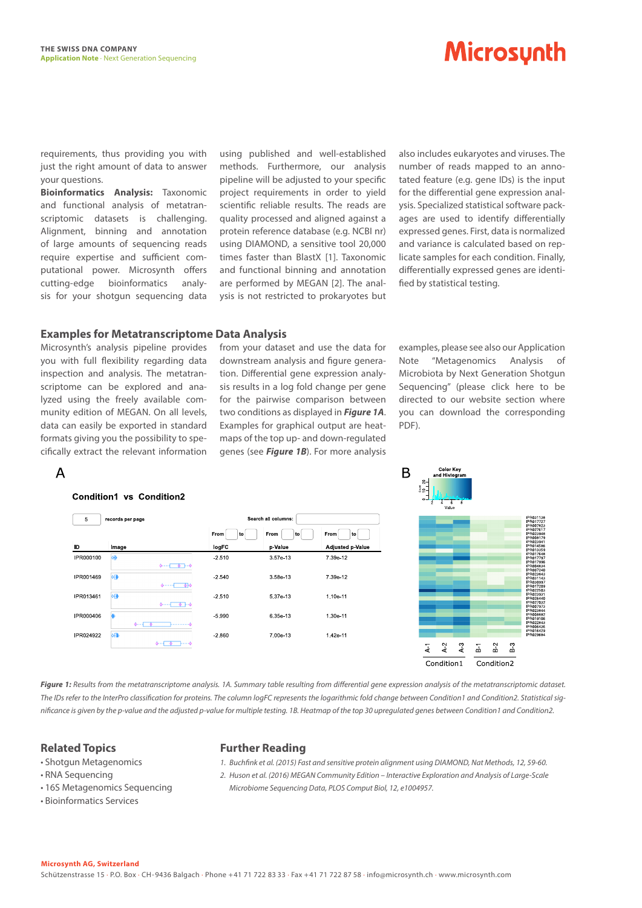requirements, thus providing you with just the right amount of data to answer your questions.

**Bioinformatics Analysis:** Taxonomic and functional analysis of metatranscriptomic datasets is challenging. Alignment, binning and annotation of large amounts of sequencing reads require expertise and sufficient computational power. Microsynth offers cutting-edge bioinformatics analysis for your shotgun sequencing data using published and well-established methods. Furthermore, our analysis pipeline will be adjusted to your specific project requirements in order to yield scientific reliable results. The reads are quality processed and aligned against a protein reference database (e.g. NCBI nr) using DIAMOND, a sensitive tool 20,000 times faster than BlastX [1]. Taxonomic and functional binning and annotation are performed by MEGAN [2]. The analysis is not restricted to prokaryotes but also includes eukaryotes and viruses. The number of reads mapped to an annotated feature (e.g. gene IDs) is the input for the differential gene expression analysis. Specialized statistical software packages are used to identify differentially expressed genes. First, data is normalized and variance is calculated based on replicate samples for each condition. Finally, differentially expressed genes are identified by statistical testing.

## Examples for Metatranscriptome Data Analysis

Microsynth's analysis pipeline provides you with full flexibility regarding data inspection and analysis. The metatranscriptome can be explored and analyzed using the freely available community edition of MEGAN. On all levels, data can easily be exported in standard formats giving you the possibility to specifically extract the relevant information from your dataset and use the data for downstream analysis and figure generation. Differential gene expression analysis results in a log fold change per gene for the pairwise comparison between two conditions as displayed in ***Figure 1A***. Examples for graphical output are heatmaps of the top up- and down-regulated genes (see ***Figure 1B***). For more analysis examples, please see also our Application Note "Metagenomics Analysis of Microbiota by Next Generation Shotgun Sequencing" (please click here to be directed to our website section where you can download the corresponding PDF).

A

**Condition1 vs Condition2**

5 records per page — Search all columns:

| ID | Image | logFC | p-Value | Adjusted p-Value |
|---|---|---|---|---|
| IPR000100 | | -2.510 | 3.57e-13 | 7.39e-12 |
| IPR001469 | | -2.540 | 3.58e-13 | 7.39e-12 |
| IPR013461 | | -2.510 | 5.37e-13 | 1.10e-11 |
| IPR000406 | | -5.990 | 6.35e-13 | 1.30e-11 |
| IPR024922 | | -2.860 | 7.00e-13 | 1.42e-11 |

B

Color Key and Histogram

Value

A-1 A-2 A-3 B-1 B-2 B-3

Condition1 Condition2

***Figure 1:*** *Results from the metatranscriptome analysis. 1A. Summary table resulting from differential gene expression analysis of the metatranscriptomic dataset. The IDs refer to the InterPro classification for proteins. The column logFC represents the logarithmic fold change between Condition1 and Condition2. Statistical significance is given by the p-value and the adjusted p-value for multiple testing. 1B. Heatmap of the top 30 upregulated genes between Condition1 and Condition2.*

## Related Topics

- Shotgun Metagenomics
- RNA Sequencing
- 16S Metagenomics Sequencing
- Bioinformatics Services

## Further Reading

1. *Buchfink et al. (2015) Fast and sensitive protein alignment using DIAMOND, Nat Methods, 12, 59-60.*
2. *Huson et al. (2016) MEGAN Community Edition – Interactive Exploration and Analysis of Large-Scale Microbiome Sequencing Data, PLOS Comput Biol, 12, e1004957.*

**Microsynth AG, Switzerland**
Schützenstrasse 15 · P.O. Box · CH-9436 Balgach · Phone +41 71 722 83 33 · Fax +41 71 722 87 58 · info@microsynth.ch · www.microsynth.ch